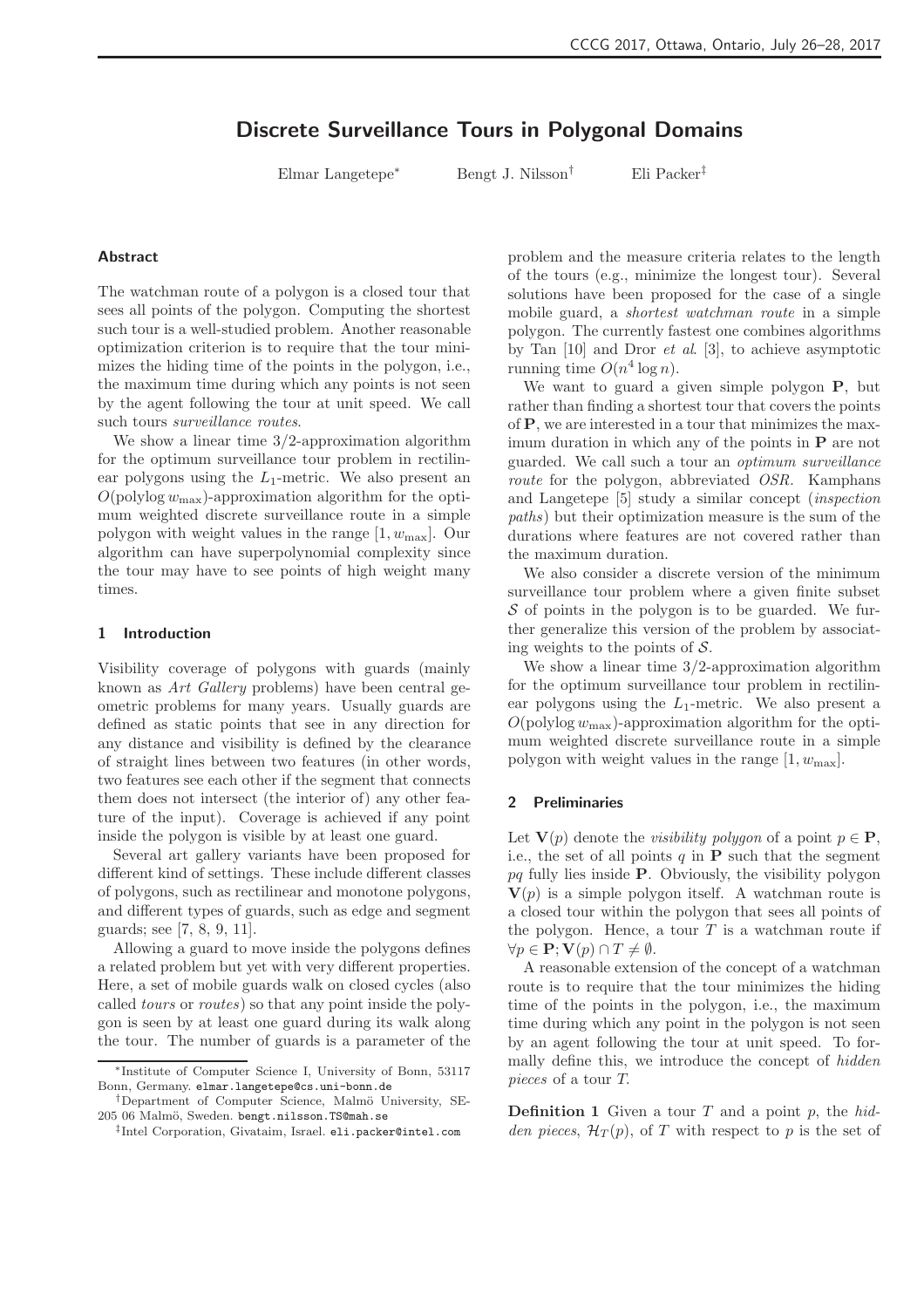# Discrete Surveillance Tours in Polygonal Domains

Elmar Langetepe* Bengt J. Nilsson† Eli Packer‡

## Abstract

The watchman route of a polygon is a closed tour that sees all points of the polygon. Computing the shortest such tour is a well-studied problem. Another reasonable optimization criterion is to require that the tour minimizes the hiding time of the points in the polygon, i.e., the maximum time during which any points is not seen by the agent following the tour at unit speed. We call such tours *surveillance routes*.

We show a linear time 3/2-approximation algorithm for the optimum surveillance tour problem in rectilinear polygons using the $L_1$-metric. We also present an $O(\text{polylog}\, w_{\max})$-approximation algorithm for the optimum weighted discrete surveillance route in a simple polygon with weight values in the range $[1, w_{\max}]$. Our algorithm can have superpolynomial complexity since the tour may have to see points of high weight many times.

## 1 Introduction

Visibility coverage of polygons with guards (mainly known as *Art Gallery* problems) have been central geometric problems for many years. Usually guards are defined as static points that see in any direction for any distance and visibility is defined by the clearance of straight lines between two features (in other words, two features see each other if the segment that connects them does not intersect (the interior of) any other feature of the input). Coverage is achieved if any point inside the polygon is visible by at least one guard.

Several art gallery variants have been proposed for different kind of settings. These include different classes of polygons, such as rectilinear and monotone polygons, and different types of guards, such as edge and segment guards; see [7, 8, 9, 11].

Allowing a guard to move inside the polygons defines a related problem but yet with very different properties. Here, a set of mobile guards walk on closed cycles (also called *tours* or *routes*) so that any point inside the polygon is seen by at least one guard during its walk along the tour. The number of guards is a parameter of the problem and the measure criteria relates to the length of the tours (e.g., minimize the longest tour). Several solutions have been proposed for the case of a single mobile guard, a *shortest watchman route* in a simple polygon. The currently fastest one combines algorithms by Tan [10] and Dror *et al.* [3], to achieve asymptotic running time $O(n^4 \log n)$.

We want to guard a given simple polygon $\mathbf{P}$, but rather than finding a shortest tour that covers the points of $\mathbf{P}$, we are interested in a tour that minimizes the maximum duration in which any of the points in $\mathbf{P}$ are not guarded. We call such a tour an *optimum surveillance route* for the polygon, abbreviated *OSR*. Kamphans and Langetepe [5] study a similar concept (*inspection paths*) but their optimization measure is the sum of the durations where features are not covered rather than the maximum duration.

We also consider a discrete version of the minimum surveillance tour problem where a given finite subset $\mathcal{S}$ of points in the polygon is to be guarded. We further generalize this version of the problem by associating weights to the points of $\mathcal{S}$.

We show a linear time 3/2-approximation algorithm for the optimum surveillance tour problem in rectilinear polygons using the $L_1$-metric. We also present a $O(\text{polylog}\, w_{\max})$-approximation algorithm for the optimum weighted discrete surveillance route in a simple polygon with weight values in the range $[1, w_{\max}]$.

## 2 Preliminaries

Let $\mathbf{V}(p)$ denote the *visibility polygon* of a point $p \in \mathbf{P}$, i.e., the set of all points $q$ in $\mathbf{P}$ such that the segment $pq$ fully lies inside $\mathbf{P}$. Obviously, the visibility polygon $\mathbf{V}(p)$ is a simple polygon itself. A watchman route is a closed tour within the polygon that sees all points of the polygon. Hence, a tour $T$ is a watchman route if $\forall p \in \mathbf{P}; \mathbf{V}(p) \cap T \neq \emptyset$.

A reasonable extension of the concept of a watchman route is to require that the tour minimizes the hiding time of the points in the polygon, i.e., the maximum time during which any point in the polygon is not seen by an agent following the tour at unit speed. To formally define this, we introduce the concept of *hidden pieces* of a tour $T$.

**Definition 1** Given a tour $T$ and a point $p$, the *hidden pieces*, $\mathcal{H}_T(p)$, of $T$ with respect to $p$ is the set of

---

*Institute of Computer Science I, University of Bonn, 53117 Bonn, Germany. elmar.langetepe@cs.uni-bonn.de

†Department of Computer Science, Malmö University, SE-205 06 Malmö, Sweden. bengt.nilsson.TS@mah.se

‡Intel Corporation, Givataim, Israel. eli.packer@intel.com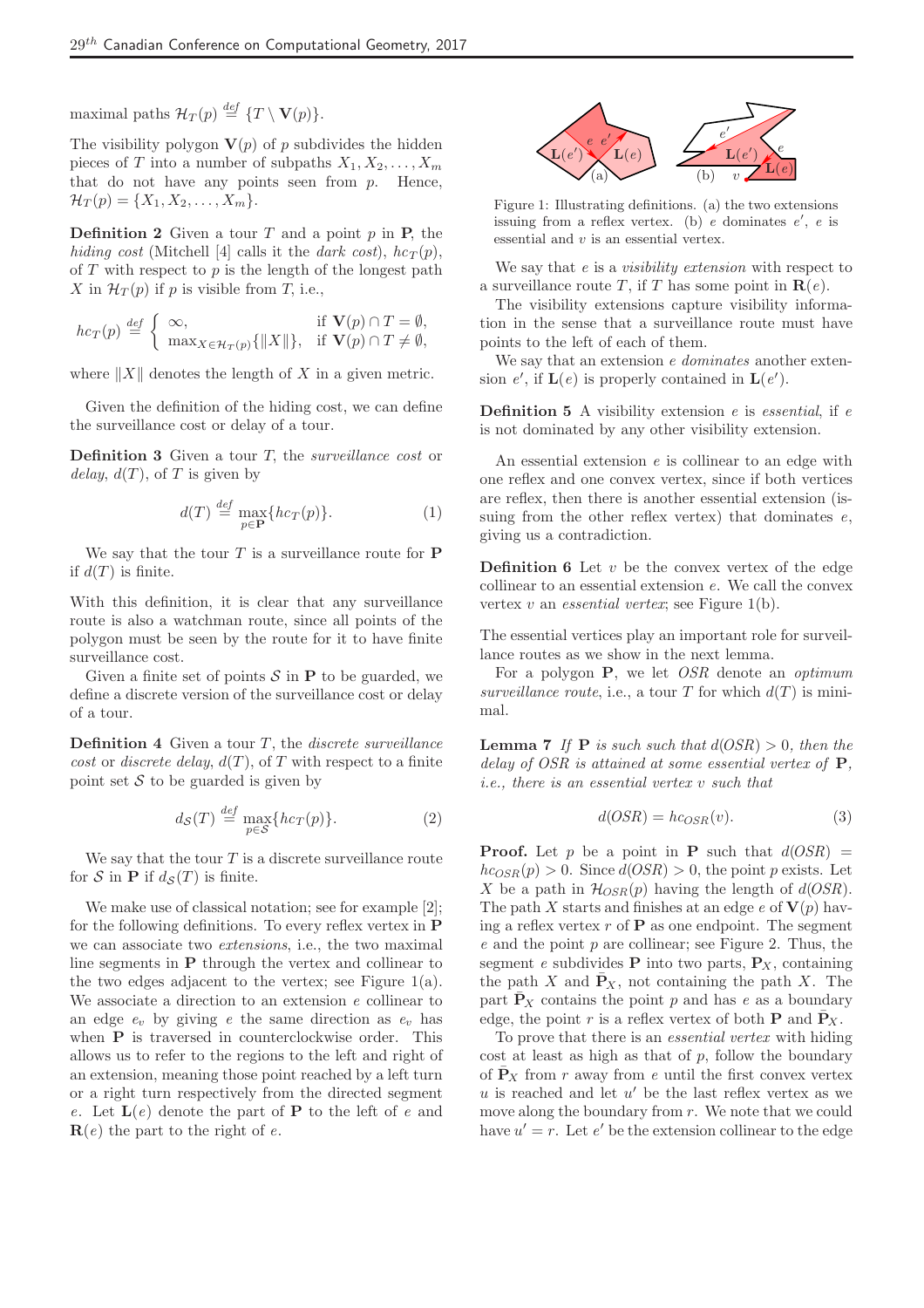maximal paths $\mathcal{H}_T(p) \stackrel{def}{=} \{T \setminus \mathbf{V}(p)\}$.

The visibility polygon $\mathbf{V}(p)$ of $p$ subdivides the hidden pieces of $T$ into a number of subpaths $X_1, X_2, \ldots, X_m$ that do not have any points seen from $p$. Hence, $\mathcal{H}_T(p) = \{X_1, X_2, \ldots, X_m\}$.

**Definition 2** Given a tour $T$ and a point $p$ in $\mathbf{P}$, the *hiding cost* (Mitchell [4] calls it the *dark cost*), $hc_T(p)$, of $T$ with respect to $p$ is the length of the longest path $X$ in $\mathcal{H}_T(p)$ if $p$ is visible from $T$, i.e.,

$$hc_T(p) \stackrel{def}{=} \begin{cases} \infty, & \text{if } \mathbf{V}(p) \cap T = \emptyset, \\ \max_{X \in \mathcal{H}_T(p)}\{\|X\|\}, & \text{if } \mathbf{V}(p) \cap T \neq \emptyset, \end{cases}$$

where $\|X\|$ denotes the length of $X$ in a given metric.

Given the definition of the hiding cost, we can define the surveillance cost or delay of a tour.

**Definition 3** Given a tour $T$, the *surveillance cost* or *delay*, $d(T)$, of $T$ is given by

$$d(T) \stackrel{def}{=} \max_{p \in \mathbf{P}}\{hc_T(p)\}. \tag{1}$$

We say that the tour $T$ is a surveillance route for $\mathbf{P}$ if $d(T)$ is finite.

With this definition, it is clear that any surveillance route is also a watchman route, since all points of the polygon must be seen by the route for it to have finite surveillance cost.

Given a finite set of points $\mathcal{S}$ in $\mathbf{P}$ to be guarded, we define a discrete version of the surveillance cost or delay of a tour.

**Definition 4** Given a tour $T$, the *discrete surveillance cost* or *discrete delay*, $d(T)$, of $T$ with respect to a finite point set $\mathcal{S}$ to be guarded is given by

$$d_{\mathcal{S}}(T) \stackrel{def}{=} \max_{p \in \mathcal{S}}\{hc_T(p)\}. \tag{2}$$

We say that the tour $T$ is a discrete surveillance route for $\mathcal{S}$ in $\mathbf{P}$ if $d_{\mathcal{S}}(T)$ is finite.

We make use of classical notation; see for example [2]; for the following definitions. To every reflex vertex in $\mathbf{P}$ we can associate two *extensions*, i.e., the two maximal line segments in $\mathbf{P}$ through the vertex and collinear to the two edges adjacent to the vertex; see Figure 1(a). We associate a direction to an extension $e$ collinear to an edge $e_v$ by giving $e$ the same direction as $e_v$ has when $\mathbf{P}$ is traversed in counterclockwise order. This allows us to refer to the regions to the left and right of an extension, meaning those point reached by a left turn or a right turn respectively from the directed segment $e$. Let $\mathbf{L}(e)$ denote the part of $\mathbf{P}$ to the left of $e$ and $\mathbf{R}(e)$ the part to the right of $e$.

Figure 1: Illustrating definitions. (a) the two extensions issuing from a reflex vertex. (b) $e$ dominates $e'$, $e$ is essential and $v$ is an essential vertex.

We say that $e$ is a *visibility extension* with respect to a surveillance route $T$, if $T$ has some point in $\mathbf{R}(e)$.

The visibility extensions capture visibility information in the sense that a surveillance route must have points to the left of each of them.

We say that an extension $e$ *dominates* another extension $e'$, if $\mathbf{L}(e)$ is properly contained in $\mathbf{L}(e')$.

**Definition 5** A visibility extension $e$ is *essential*, if $e$ is not dominated by any other visibility extension.

An essential extension $e$ is collinear to an edge with one reflex and one convex vertex, since if both vertices are reflex, then there is another essential extension (issuing from the other reflex vertex) that dominates $e$, giving us a contradiction.

**Definition 6** Let $v$ be the convex vertex of the edge collinear to an essential extension $e$. We call the convex vertex $v$ an *essential vertex*; see Figure 1(b).

The essential vertices play an important role for surveillance routes as we show in the next lemma.

For a polygon $\mathbf{P}$, we let *OSR* denote an *optimum surveillance route*, i.e., a tour $T$ for which $d(T)$ is minimal.

**Lemma 7** *If $\mathbf{P}$ is such such that $d(OSR) > 0$, then the delay of OSR is attained at some essential vertex of $\mathbf{P}$, i.e., there is an essential vertex $v$ such that*

$$d(OSR) = hc_{OSR}(v). \tag{3}$$

**Proof.** Let $p$ be a point in $\mathbf{P}$ such that $d(OSR) = hc_{OSR}(p) > 0$. Since $d(OSR) > 0$, the point $p$ exists. Let $X$ be a path in $\mathcal{H}_{OSR}(p)$ having the length of $d(OSR)$. The path $X$ starts and finishes at an edge $e$ of $\mathbf{V}(p)$ having a reflex vertex $r$ of $\mathbf{P}$ as one endpoint. The segment $e$ and the point $p$ are collinear; see Figure 2. Thus, the segment $e$ subdivides $\mathbf{P}$ into two parts, $\mathbf{P}_X$, containing the path $X$ and $\bar{\mathbf{P}}_X$, not containing the path $X$. The part $\bar{\mathbf{P}}_X$ contains the point $p$ and has $e$ as a boundary edge, the point $r$ is a reflex vertex of both $\mathbf{P}$ and $\bar{\mathbf{P}}_X$.

To prove that there is an *essential vertex* with hiding cost at least as high as that of $p$, follow the boundary of $\bar{\mathbf{P}}_X$ from $r$ away from $e$ until the first convex vertex $u$ is reached and let $u'$ be the last reflex vertex as we move along the boundary from $r$. We note that we could have $u' = r$. Let $e'$ be the extension collinear to the edge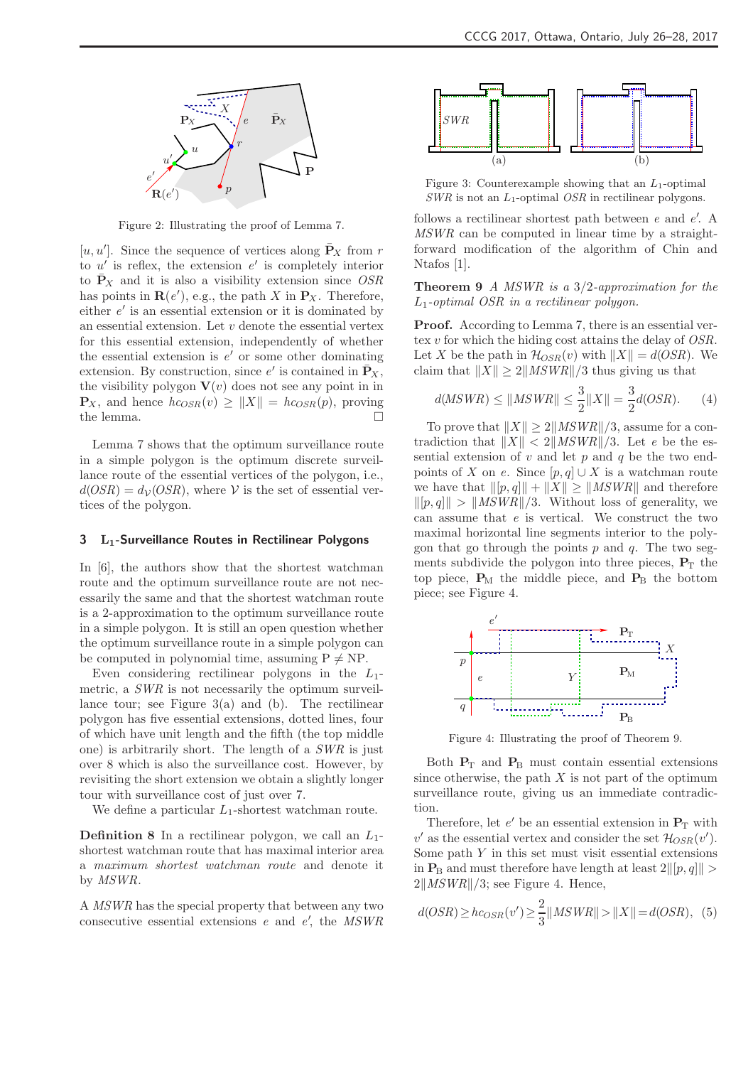Figure 2: Illustrating the proof of Lemma 7.

$[u, u']$. Since the sequence of vertices along $\bar{\mathbf{P}}_X$ from $r$ to $u'$ is reflex, the extension $e'$ is completely interior to $\bar{\mathbf{P}}_X$ and it is also a visibility extension since $OSR$ has points in $\mathbf{R}(e')$, e.g., the path $X$ in $\mathbf{P}_X$. Therefore, either $e'$ is an essential extension or it is dominated by an essential extension. Let $v$ denote the essential vertex for this essential extension, independently of whether the essential extension is $e'$ or some other dominating extension. By construction, since $e'$ is contained in $\bar{\mathbf{P}}_X$, the visibility polygon $\mathbf{V}(v)$ does not see any point in in $\mathbf{P}_X$, and hence $hc_{OSR}(v) \geq \|X\| = hc_{OSR}(p)$, proving the lemma. $\square$

Lemma 7 shows that the optimum surveillance route in a simple polygon is the optimum discrete surveillance route of the essential vertices of the polygon, i.e., $d(OSR) = d_{\mathcal{V}}(OSR)$, where $\mathcal{V}$ is the set of essential vertices of the polygon.

## 3 $L_1$-Surveillance Routes in Rectilinear Polygons

In [6], the authors show that the shortest watchman route and the optimum surveillance route are not necessarily the same and that the shortest watchman route is a 2-approximation to the optimum surveillance route in a simple polygon. It is still an open question whether the optimum surveillance route in a simple polygon can be computed in polynomial time, assuming P $\neq$ NP.

Even considering rectilinear polygons in the $L_1$-metric, a $SWR$ is not necessarily the optimum surveillance tour; see Figure 3(a) and (b). The rectilinear polygon has five essential extensions, dotted lines, four of which have unit length and the fifth (the top middle one) is arbitrarily short. The length of a $SWR$ is just over 8 which is also the surveillance cost. However, by revisiting the short extension we obtain a slightly longer tour with surveillance cost of just over 7.

We define a particular $L_1$-shortest watchman route.

**Definition 8** *In a rectilinear polygon, we call an $L_1$-shortest watchman route that has maximal interior area a maximum shortest watchman route and denote it by $MSWR$.*

A $MSWR$ has the special property that between any two consecutive essential extensions $e$ and $e'$, the $MSWR$ follows a rectilinear shortest path between $e$ and $e'$. A $MSWR$ can be computed in linear time by a straightforward modification of the algorithm of Chin and Ntafos [1].

Figure 3: Counterexample showing that an $L_1$-optimal $SWR$ is not an $L_1$-optimal $OSR$ in rectilinear polygons.

**Theorem 9** *A $MSWR$ is a 3/2-approximation for the $L_1$-optimal $OSR$ in a rectilinear polygon.*

**Proof.** According to Lemma 7, there is an essential vertex $v$ for which the hiding cost attains the delay of $OSR$. Let $X$ be the path in $\mathcal{H}_{OSR}(v)$ with $\|X\| = d(OSR)$. We claim that $\|X\| \geq 2\|MSWR\|/3$ thus giving us that

$$d(MSWR) \leq \|MSWR\| \leq \frac{3}{2}\|X\| = \frac{3}{2}d(OSR). \quad (4)$$

To prove that $\|X\| \geq 2\|MSWR\|/3$, assume for a contradiction that $\|X\| < 2\|MSWR\|/3$. Let $e$ be the essential extension of $v$ and let $p$ and $q$ be the two endpoints of $X$ on $e$. Since $[p, q] \cup X$ is a watchman route we have that $\|[p, q]\| + \|X\| \geq \|MSWR\|$ and therefore $\|[p, q]\| > \|MSWR\|/3$. Without loss of generality, we can assume that $e$ is vertical. We construct the two maximal horizontal line segments interior to the polygon that go through the points $p$ and $q$. The two segments subdivide the polygon into three pieces, $\mathbf{P}_{\text{T}}$ the top piece, $\mathbf{P}_{\text{M}}$ the middle piece, and $\mathbf{P}_{\text{B}}$ the bottom piece; see Figure 4.

Figure 4: Illustrating the proof of Theorem 9.

Both $\mathbf{P}_{\text{T}}$ and $\mathbf{P}_{\text{B}}$ must contain essential extensions since otherwise, the path $X$ is not part of the optimum surveillance route, giving us an immediate contradiction.

Therefore, let $e'$ be an essential extension in $\mathbf{P}_{\text{T}}$ with $v'$ as the essential vertex and consider the set $\mathcal{H}_{OSR}(v')$. Some path $Y$ in this set must visit essential extensions in $\mathbf{P}_{\text{B}}$ and must therefore have length at least $2\|[p, q]\| > 2\|MSWR\|/3$; see Figure 4. Hence,

$$d(OSR) \geq hc_{OSR}(v') \geq \frac{2}{3}\|MSWR\| > \|X\| = d(OSR), \quad (5)$$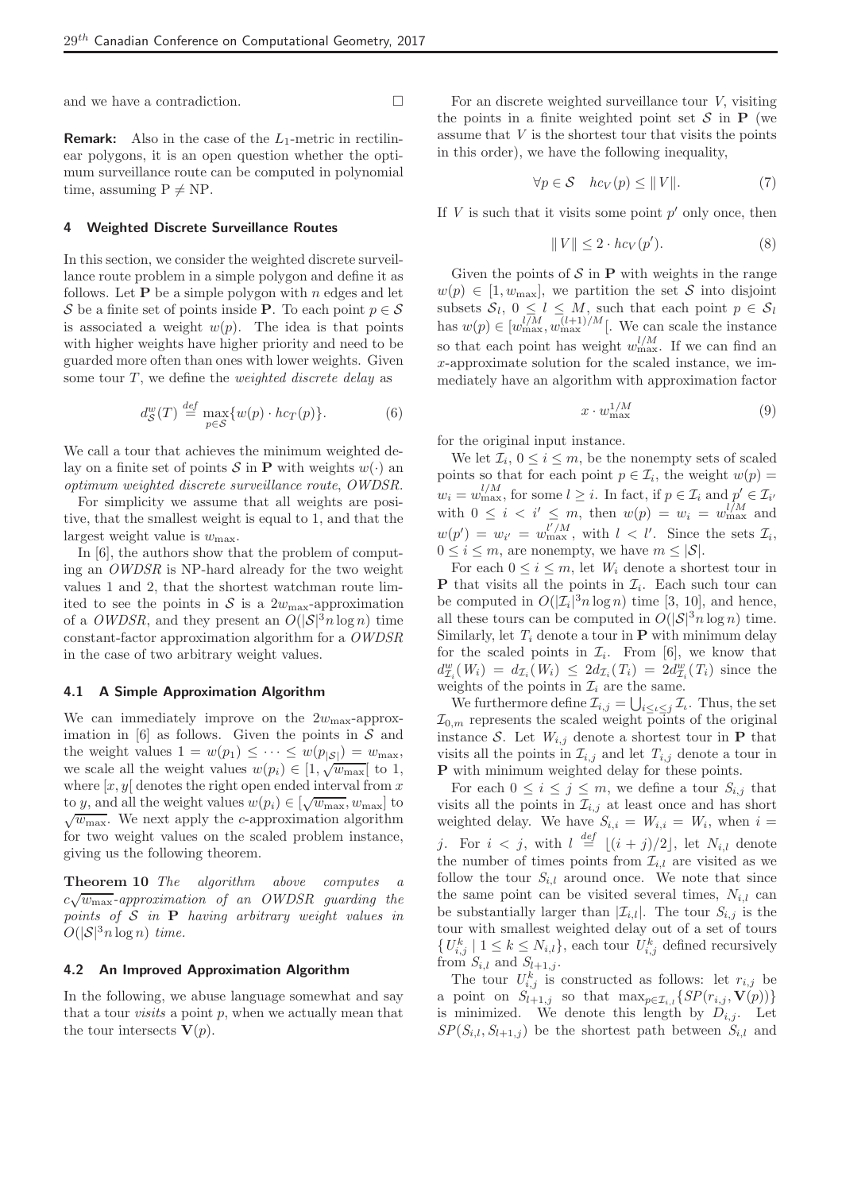and we have a contradiction. □

**Remark:** Also in the case of the $L_1$-metric in rectilinear polygons, it is an open question whether the optimum surveillance route can be computed in polynomial time, assuming $\mathrm{P} \neq \mathrm{NP}$.

## 4 Weighted Discrete Surveillance Routes

In this section, we consider the weighted discrete surveillance route problem in a simple polygon and define it as follows. Let $\mathbf{P}$ be a simple polygon with $n$ edges and let $\mathcal{S}$ be a finite set of points inside $\mathbf{P}$. To each point $p \in \mathcal{S}$ is associated a weight $w(p)$. The idea is that points with higher weights have higher priority and need to be guarded more often than ones with lower weights. Given some tour $T$, we define the *weighted discrete delay* as

$$d_{\mathcal{S}}^{w}(T) \stackrel{def}{=} \max_{p \in \mathcal{S}} \{w(p) \cdot hc_T(p)\}. \tag{6}$$

We call a tour that achieves the minimum weighted delay on a finite set of points $\mathcal{S}$ in $\mathbf{P}$ with weights $w(\cdot)$ an *optimum weighted discrete surveillance route*, *OWDSR*.

For simplicity we assume that all weights are positive, that the smallest weight is equal to 1, and that the largest weight value is $w_{\max}$.

In [6], the authors show that the problem of computing an *OWDSR* is NP-hard already for the two weight values 1 and 2, that the shortest watchman route limited to see the points in $\mathcal{S}$ is a $2w_{\max}$-approximation of a *OWDSR*, and they present an $O(|\mathcal{S}|^3 n \log n)$ time constant-factor approximation algorithm for a *OWDSR* in the case of two arbitrary weight values.

### 4.1 A Simple Approximation Algorithm

We can immediately improve on the $2w_{\max}$-approximation in [6] as follows. Given the points in $\mathcal{S}$ and the weight values $1 = w(p_1) \leq \cdots \leq w(p_{|\mathcal{S}|}) = w_{\max}$, we scale all the weight values $w(p_i) \in [1, \sqrt{w_{\max}}[$ to 1, where $[x, y[$ denotes the right open ended interval from $x$ to $y$, and all the weight values $w(p_i) \in [\sqrt{w_{\max}}, w_{\max}]$ to $\sqrt{w_{\max}}$. We next apply the $c$-approximation algorithm for two weight values on the scaled problem instance, giving us the following theorem.

**Theorem 10** *The algorithm above computes a $c\sqrt{w_{\max}}$-approximation of an OWDSR guarding the points of $\mathcal{S}$ in $\mathbf{P}$ having arbitrary weight values in $O(|\mathcal{S}|^3 n \log n)$ time.*

### 4.2 An Improved Approximation Algorithm

In the following, we abuse language somewhat and say that a tour *visits* a point $p$, when we actually mean that the tour intersects $\mathbf{V}(p)$.

For an discrete weighted surveillance tour $V$, visiting the points in a finite weighted point set $\mathcal{S}$ in $\mathbf{P}$ (we assume that $V$ is the shortest tour that visits the points in this order), we have the following inequality,

$$\forall p \in \mathcal{S} \quad hc_V(p) \leq \|V\|. \tag{7}$$

If $V$ is such that it visits some point $p'$ only once, then

$$\|V\| \leq 2 \cdot hc_V(p'). \tag{8}$$

Given the points of $\mathcal{S}$ in $\mathbf{P}$ with weights in the range $w(p) \in [1, w_{\max}]$, we partition the set $\mathcal{S}$ into disjoint subsets $\mathcal{S}_l$, $0 \leq l \leq M$, such that each point $p \in \mathcal{S}_l$ has $w(p) \in [w_{\max}^{l/M}, w_{\max}^{(l+1)/M}[$. We can scale the instance so that each point has weight $w_{\max}^{l/M}$. If we can find an $x$-approximate solution for the scaled instance, we immediately have an algorithm with approximation factor

$$x \cdot w_{\max}^{1/M} \tag{9}$$

for the original input instance.

We let $\mathcal{I}_i$, $0 \leq i \leq m$, be the nonempty sets of scaled points so that for each point $p \in \mathcal{I}_i$, the weight $w(p) = w_i = w_{\max}^{l/M}$, for some $l \geq i$. In fact, if $p \in \mathcal{I}_i$ and $p' \in \mathcal{I}_{i'}$ with $0 \leq i < i' \leq m$, then $w(p) = w_i = w_{\max}^{l/M}$ and $w(p') = w_{i'} = w_{\max}^{l'/M}$, with $l < l'$. Since the sets $\mathcal{I}_i$, $0 \leq i \leq m$, are nonempty, we have $m \leq |\mathcal{S}|$.

For each $0 \leq i \leq m$, let $W_i$ denote a shortest tour in $\mathbf{P}$ that visits all the points in $\mathcal{I}_i$. Each such tour can be computed in $O(|\mathcal{I}_i|^3 n \log n)$ time [3, 10], and hence, all these tours can be computed in $O(|\mathcal{S}|^3 n \log n)$ time. Similarly, let $T_i$ denote a tour in $\mathbf{P}$ with minimum delay for the scaled points in $\mathcal{I}_i$. From [6], we know that $d_{\mathcal{I}_i}^{w}(W_i) = d_{\mathcal{I}_i}(W_i) \leq 2d_{\mathcal{I}_i}(T_i) = 2d_{\mathcal{I}_i}^{w}(T_i)$ since the weights of the points in $\mathcal{I}_i$ are the same.

We furthermore define $\mathcal{I}_{i,j} = \bigcup_{i \leq t \leq j} \mathcal{I}_t$. Thus, the set $\mathcal{I}_{0,m}$ represents the scaled weight points of the original instance $\mathcal{S}$. Let $W_{i,j}$ denote a shortest tour in $\mathbf{P}$ that visits all the points in $\mathcal{I}_{i,j}$ and let $T_{i,j}$ denote a tour in $\mathbf{P}$ with minimum weighted delay for these points.

For each $0 \leq i \leq j \leq m$, we define a tour $S_{i,j}$ that visits all the points in $\mathcal{I}_{i,j}$ at least once and has short weighted delay. We have $S_{i,i} = W_{i,i} = W_i$, when $i = j$. For $i < j$, with $l \stackrel{def}{=} \lfloor (i+j)/2 \rfloor$, let $N_{i,l}$ denote the number of times points from $\mathcal{I}_{i,l}$ are visited as we follow the tour $S_{i,l}$ around once. We note that since the same point can be visited several times, $N_{i,l}$ can be substantially larger than $|\mathcal{I}_{i,l}|$. The tour $S_{i,j}$ is the tour with smallest weighted delay out of a set of tours $\{U_{i,j}^{k} \mid 1 \leq k \leq N_{i,l}\}$, each tour $U_{i,j}^{k}$ defined recursively from $S_{i,l}$ and $S_{l+1,j}$.

The tour $U_{i,j}^{k}$ is constructed as follows: let $r_{i,j}$ be a point on $S_{l+1,j}$ so that $\max_{p \in \mathcal{I}_{i,l}} \{SP(r_{i,j}, \mathbf{V}(p))\}$ is minimized. We denote this length by $D_{i,j}$. Let $SP(S_{i,l}, S_{l+1,j})$ be the shortest path between $S_{i,l}$ and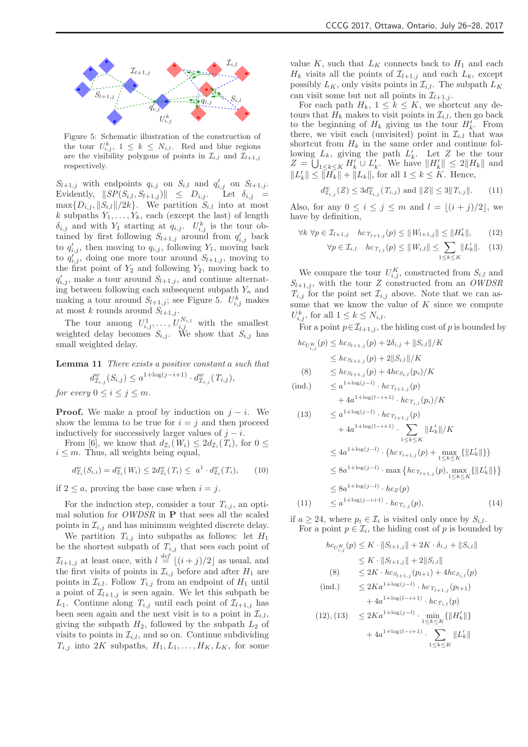Figure 5: Schematic illustration of the construction of the tour $U^k_{i,j}$, $1 \leq k \leq N_{i,l}$. Red and blue regions are the visibility polygons of points in $\mathcal{I}_{i,l}$ and $\mathcal{I}_{l+1,j}$ respectively.

$S_{l+1,j}$ with endpoints $q_{i,j}$ on $S_{i,l}$ and $q'_{i,j}$ on $S_{l+1,j}$. Evidently, $\|SP(S_{i,l}, S_{l+1,j})\| \leq D_{i,j}$. Let $\delta_{i,j} = \max\{D_{i,j}, \|S_{i,l}\|/2k\}$. We partition $S_{i,l}$ into at most $k$ subpaths $Y_1, \ldots, Y_k$, each (except the last) of length $\delta_{i,j}$ and with $Y_1$ starting at $q_{i,j}$. $U^k_{i,j}$ is the tour obtained by first following $S_{l+1,j}$ around from $q'_{i,j}$ back to $q'_{i,j}$, then moving to $q_{i,j}$, following $Y_1$, moving back to $q'_{i,j}$, doing one more tour around $S_{l+1,j}$, moving to the first point of $Y_2$ and following $Y_2$, moving back to $q'_{i,j}$, make a tour around $S_{l+1,j}$, and continue alternating between following each subsequent subpath $Y_\kappa$ and making a tour around $S_{l+1,j}$; see Figure 5. $U^k_{i,j}$ makes at most $k$ rounds around $S_{l+1,j}$.

The tour among $U^1_{i,j}, \ldots, U^{N_{i,l}}_{i,j}$ with the smallest weighted delay becomes $S_{i,j}$. We show that $S_{i,j}$ has small weighted delay.

**Lemma 11** *There exists a positive constant $a$ such that*

$$d^w_{\mathcal{I}_{i,j}}(S_{i,j}) \leq a^{1+\log(j-i+1)} \cdot d^w_{\mathcal{I}_{i,j}}(T_{i,j}),$$

*for every $0 \leq i \leq j \leq m$.*

**Proof.** We make a proof by induction on $j - i$. We show the lemma to be true for $i = j$ and then proceed inductively for successively larger values of $j - i$.

From [6], we know that $d_{\mathcal{I}_i}(W_i) \leq 2d_{\mathcal{I}_i}(T_i)$, for $0 \leq i \leq m$. Thus, all weights being equal,

$$d^w_{\mathcal{I}_i}(S_{i,i}) = d^w_{\mathcal{I}_i}(W_i) \leq 2d^w_{\mathcal{I}_i}(T_i) \leq a^1 \cdot d^w_{\mathcal{I}_i}(T_i), \tag{10}$$

if $2 \leq a$, proving the base case when $i = j$.

For the induction step, consider a tour $T_{i,j}$, an optimal solution for *OWDSR* in **P** that sees all the scaled points in $\mathcal{I}_{i,j}$ and has minimum weighted discrete delay.

We partition $T_{i,j}$ into subpaths as follows: let $H_1$ be the shortest subpath of $T_{i,j}$ that sees each point of $\mathcal{I}_{l+1,j}$ at least once, with $l \overset{def}{=} \lfloor (i+j)/2 \rfloor$ as usual, and the first visits of points in $\mathcal{I}_{i,j}$ before and after $H_1$ are points in $\mathcal{I}_{i,l}$. Follow $T_{i,j}$ from an endpoint of $H_1$ until a point of $\mathcal{I}_{l+1,j}$ is seen again. We let this subpath be $L_1$. Continue along $T_{i,j}$ until each point of $\mathcal{I}_{l+1,j}$ has been seen again and the next visit is to a point in $\mathcal{I}_{i,l}$, giving the subpath $H_2$, followed by the subpath $L_2$ of visits to points in $\mathcal{I}_{i,l}$, and so on. Continue subdividing $T_{i,j}$ into $2K$ subpaths, $H_1, L_1, \ldots, H_K, L_K$, for some value $K$, such that $L_K$ connects back to $H_1$ and each $H_k$ visits all the points of $\mathcal{I}_{l+1,j}$ and each $L_k$, except possibly $L_K$, only visits points in $\mathcal{I}_{i,l}$. The subpath $L_K$ can visit some but not all points in $\mathcal{I}_{l+1,j}$.

For each path $H_k$, $1 \leq k \leq K$, we shortcut any detours that $H_k$ makes to visit points in $\mathcal{I}_{i,l}$, then go back to the beginning of $H_k$ giving us the tour $H'_k$. From there, we visit each (unvisited) point in $\mathcal{I}_{i,l}$ that was shortcut from $H_k$ in the same order and continue following $L_k$, giving the path $L'_k$. Let $Z$ be the tour $Z = \bigcup_{1\leq k\leq K} H'_k \cup L'_k$. We have $\|H'_k\| \leq 2\|H_k\|$ and $\|L'_k\| \leq \|H_k\| + \|L_k\|$, for all $1 \leq k \leq K$. Hence,

$$d^w_{\mathcal{I}_{i,j}}(Z) \leq 3d^w_{\mathcal{I}_{i,j}}(T_{i,j}) \text{ and } \|Z\| \leq 3\|T_{i,j}\|. \tag{11}$$

Also, for any $0 \leq i \leq j \leq m$ and $l = \lfloor (i+j)/2 \rfloor$, we have by definition,

$$\forall k\ \forall p \in \mathcal{I}_{l+1,j} \quad hc_{T_{l+1,j}}(p) \leq \|W_{l+1,l}\| \leq \|H'_k\|, \tag{12}$$

$$\forall p \in \mathcal{I}_{i,l} \quad hc_{T_{i,l}}(p) \leq \|W_{i,l}\| \leq \sum_{1\leq k\leq K} \|L'_k\|. \tag{13}$$

We compare the tour $U^K_{i,j}$, constructed from $S_{i,l}$ and $S_{l+1,j}$, with the tour $Z$ constructed from an *OWDSR* $T_{i,j}$ for the point set $\mathcal{I}_{i,j}$ above. Note that we can assume that we know the value of $K$ since we compute $U^k_{i,j}$, for all $1 \leq k \leq N_{i,l}$.

For a point $p \in \mathcal{I}_{l+1,j}$, the hiding cost of $p$ is bounded by

$$
\begin{aligned}
hc_{U^K_{i,j}}(p) &\leq hc_{S_{l+1,j}}(p) + 2\delta_{i,j} + \|S_{i,l}\|/K \\
&\leq hc_{S_{l+1,j}}(p) + 2\|S_{i,l}\|/K \\
\text{(8)} \quad &\leq hc_{S_{l+1,j}}(p) + 4hc_{S_{i,l}}(p_i)/K \\
\text{(ind.)} \quad &\leq a^{1+\log(j-l)} \cdot hc_{T_{l+1,j}}(p) \\
&\quad + 4a^{1+\log(l-i+1)} \cdot hc_{T_{i,l}}(p_i)/K \\
\text{(13)} \quad &\leq a^{1+\log(j-l)} \cdot hc_{T_{l+1,j}}(p) \\
&\quad + 4a^{1+\log(l-i+1)} \cdot \sum_{1\leq k\leq K} \|L'_k\|/K \\
&\leq 4a^{1+\log(j-l)} \cdot \left(hc_{T_{l+1,j}}(p) + \max_{1\leq k\leq K}\{\|L'_k\|\}\right) \\
&\leq 8a^{1+\log(j-l)} \cdot \max\left\{hc_{T_{l+1,j}}(p), \max_{1\leq k\leq K}\{\|L'_k\|\}\right\} \\
&\leq 8a^{1+\log(j-l)} \cdot hc_Z(p) \\
\text{(11)} \quad &\leq a^{1+\log(j-i+1)} \cdot hc_{T_{i,j}}(p),
\end{aligned} \tag{14}
$$

if $a \geq 24$, where $p_i \in \mathcal{I}_i$ is visited only once by $S_{i,l}$.

For a point $p \in \mathcal{I}_i$, the hiding cost of $p$ is bounded by

$$
\begin{aligned}
hc_{U^K_{i,j}}(p) &\leq K \cdot \|S_{l+1,j}\| + 2K \cdot \delta_{i,j} + \|S_{i,l}\| \\
&\leq K \cdot \|S_{l+1,j}\| + 2\|S_{i,l}\| \\
\text{(8)} \quad &\leq 2K \cdot hc_{S_{l+1,j}}(p_{l+1}) + 4hc_{S_{i,l}}(p) \\
\text{(ind.)} \quad &\leq 2Ka^{1+\log(j-l)} \cdot hc_{T_{l+1,j}}(p_{l+1}) \\
&\quad + 4a^{1+\log(l-i+1)} \cdot hc_{T_{i,l}}(p) \\
\text{(12), (13)} \quad &\leq 2Ka^{1+\log(j-l)} \cdot \min_{1\leq k\leq K}\{\|H'_k\|\} \\
&\quad + 4a^{1+\log(l-i+1)} \cdot \sum_{1\leq k\leq K} \|L'_k\|
\end{aligned}
$$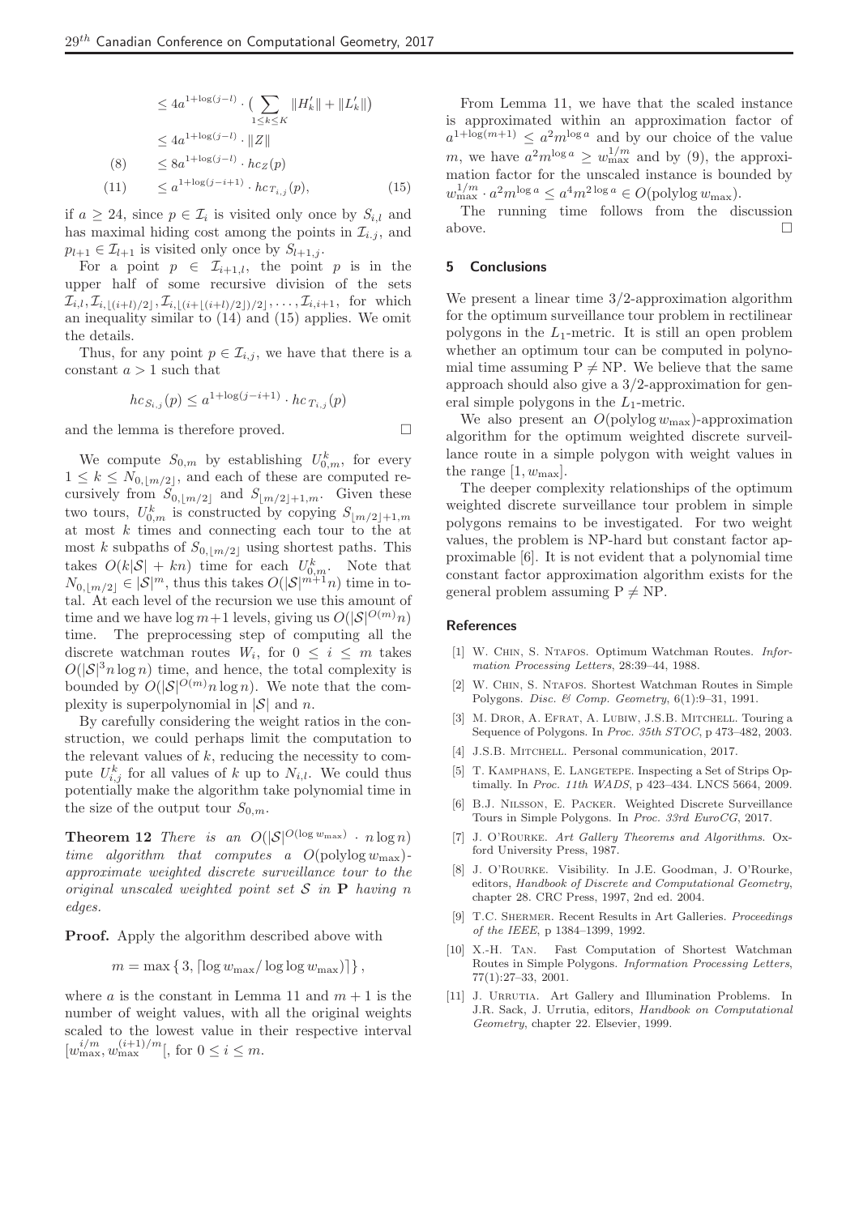$$
\begin{aligned}
&\leq 4a^{1+\log(j-l)} \cdot \big( \sum_{1\leq k\leq K} \|H'_k\| + \|L'_k\|\big) \\
&\leq 4a^{1+\log(j-l)} \cdot \|Z\| \\
(8) \quad &\leq 8a^{1+\log(j-l)} \cdot hc_Z(p) \\
(11) \quad &\leq a^{1+\log(j-i+1)} \cdot hc_{T_{i,j}}(p), \qquad (15)
\end{aligned}
$$

if $a \geq 24$, since $p \in \mathcal{I}_i$ is visited only once by $S_{i,l}$ and has maximal hiding cost among the points in $\mathcal{I}_{i.j}$, and $p_{l+1} \in \mathcal{I}_{l+1}$ is visited only once by $S_{l+1,j}$.

For a point $p \in \mathcal{I}_{i+1,l}$, the point $p$ is in the upper half of some recursive division of the sets $\mathcal{I}_{i,l}, \mathcal{I}_{i,\lfloor(i+l)/2\rfloor}, \mathcal{I}_{i,\lfloor(i+\lfloor(i+l)/2\rfloor)/2\rfloor}, \ldots, \mathcal{I}_{i,i+1}$, for which an inequality similar to (14) and (15) applies. We omit the details.

Thus, for any point $p \in \mathcal{I}_{i,j}$, we have that there is a constant $a > 1$ such that

$$
hc_{S_{i,j}}(p) \leq a^{1+\log(j-i+1)} \cdot hc_{T_{i,j}}(p)
$$

and the lemma is therefore proved. □

We compute $S_{0,m}$ by establishing $U^k_{0,m}$, for every $1 \leq k \leq N_{0,\lfloor m/2\rfloor}$, and each of these are computed recursively from $S_{0,\lfloor m/2\rfloor}$ and $S_{\lfloor m/2\rfloor+1,m}$. Given these two tours, $U^k_{0,m}$ is constructed by copying $S_{\lfloor m/2\rfloor+1,m}$ at most $k$ times and connecting each tour to the at most $k$ subpaths of $S_{0,\lfloor m/2\rfloor}$ using shortest paths. This takes $O(k|\mathcal{S}| + kn)$ time for each $U^k_{0,m}$. Note that $N_{0,\lfloor m/2\rfloor} \in |\mathcal{S}|^m$, thus this takes $O(|\mathcal{S}|^{m+1}n)$ time in total. At each level of the recursion we use this amount of time and we have $\log m+1$ levels, giving us $O(|\mathcal{S}|^{O(m)}n)$ time. The preprocessing step of computing all the discrete watchman routes $W_i$, for $0 \leq i \leq m$ takes $O(|\mathcal{S}|^3 n \log n)$ time, and hence, the total complexity is bounded by $O(|\mathcal{S}|^{O(m)}n \log n)$. We note that the complexity is superpolynomial in $|\mathcal{S}|$ and $n$.

By carefully considering the weight ratios in the construction, we could perhaps limit the computation to the relevant values of $k$, reducing the necessity to compute $U^k_{i,j}$ for all values of $k$ up to $N_{i,l}$. We could thus potentially make the algorithm take polynomial time in the size of the output tour $S_{0,m}$.

**Theorem 12** *There is an $O(|\mathcal{S}|^{O(\log w_{\max})} \cdot n \log n)$ time algorithm that computes a $O(\text{polylog}\, w_{\max})$-approximate weighted discrete surveillance tour to the original unscaled weighted point set $\mathcal{S}$ in* $\mathbf{P}$ *having $n$ edges.*

**Proof.** Apply the algorithm described above with

$$
m = \max\left\{3, \lceil \log w_{\max}/\log\log w_{\max} \rceil\right\},
$$

where $a$ is the constant in Lemma 11 and $m+1$ is the number of weight values, with all the original weights scaled to the lowest value in their respective interval $[w^{i/m}_{\max}, w^{(i+1)/m}_{\max}[$, for $0 \leq i \leq m$.

From Lemma 11, we have that the scaled instance is approximated within an approximation factor of $a^{1+\log(m+1)} \leq a^2 m^{\log a}$ and by our choice of the value $m$, we have $a^2 m^{\log a} \geq w^{1/m}_{\max}$ and by (9), the approximation factor for the unscaled instance is bounded by $w^{1/m}_{\max} \cdot a^2 m^{\log a} \leq a^4 m^{2\log a} \in O(\text{polylog}\, w_{\max})$.

The running time follows from the discussion above. □

## 5 Conclusions

We present a linear time 3/2-approximation algorithm for the optimum surveillance tour problem in rectilinear polygons in the $L_1$-metric. It is still an open problem whether an optimum tour can be computed in polynomial time assuming P $\neq$ NP. We believe that the same approach should also give a 3/2-approximation for general simple polygons in the $L_1$-metric.

We also present an $O(\text{polylog}\, w_{\max})$-approximation algorithm for the optimum weighted discrete surveillance route in a simple polygon with weight values in the range $[1, w_{\max}]$.

The deeper complexity relationships of the optimum weighted discrete surveillance tour problem in simple polygons remains to be investigated. For two weight values, the problem is NP-hard but constant factor approximable [6]. It is not evident that a polynomial time constant factor approximation algorithm exists for the general problem assuming P $\neq$ NP.

## References

[1] W. Chin, S. Ntafos. Optimum Watchman Routes. *Information Processing Letters*, 28:39–44, 1988.

[2] W. Chin, S. Ntafos. Shortest Watchman Routes in Simple Polygons. *Disc. & Comp. Geometry*, 6(1):9–31, 1991.

[3] M. Dror, A. Efrat, A. Lubiw, J.S.B. Mitchell. Touring a Sequence of Polygons. In *Proc. 35th STOC*, p 473–482, 2003.

[4] J.S.B. Mitchell. Personal communication, 2017.

[5] T. Kamphans, E. Langetepe. Inspecting a Set of Strips Optimally. In *Proc. 11th WADS*, p 423–434. LNCS 5664, 2009.

[6] B.J. Nilsson, E. Packer. Weighted Discrete Surveillance Tours in Simple Polygons. In *Proc. 33rd EuroCG*, 2017.

[7] J. O'Rourke. *Art Gallery Theorems and Algorithms*. Oxford University Press, 1987.

[8] J. O'Rourke. Visibility. In J.E. Goodman, J. O'Rourke, editors, *Handbook of Discrete and Computational Geometry*, chapter 28. CRC Press, 1997, 2nd ed. 2004.

[9] T.C. Shermer. Recent Results in Art Galleries. *Proceedings of the IEEE*, p 1384–1399, 1992.

[10] X.-H. Tan. Fast Computation of Shortest Watchman Routes in Simple Polygons. *Information Processing Letters*, 77(1):27–33, 2001.

[11] J. Urrutia. Art Gallery and Illumination Problems. In J.R. Sack, J. Urrutia, editors, *Handbook on Computational Geometry*, chapter 22. Elsevier, 1999.